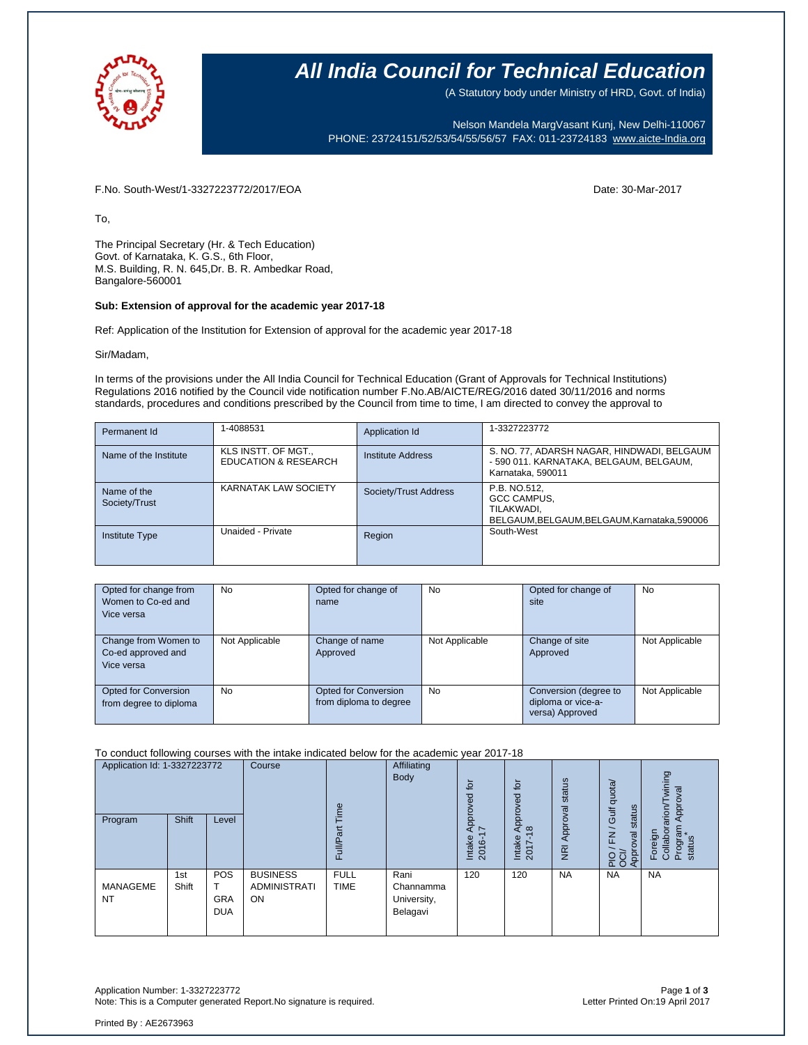# All India Council for Technical Education

(A Statutory body under Ministry of HRD, Govt. of India)

Nelson Mandela MargVasant Kunj, New Delhi-110067
PHONE: 23724151/52/53/54/55/56/57 FAX: 011-23724183 www.aicte-India.org

F.No. South-West/1-3327223772/2017/EOA

Date: 30-Mar-2017

To,

The Principal Secretary (Hr. & Tech Education)
Govt. of Karnataka, K. G.S., 6th Floor,
M.S. Building, R. N. 645,Dr. B. R. Ambedkar Road,
Bangalore-560001

**Sub: Extension of approval for the academic year 2017-18**

Ref: Application of the Institution for Extension of approval for the academic year 2017-18

Sir/Madam,

In terms of the provisions under the All India Council for Technical Education (Grant of Approvals for Technical Institutions) Regulations 2016 notified by the Council vide notification number F.No.AB/AICTE/REG/2016 dated 30/11/2016 and norms standards, procedures and conditions prescribed by the Council from time to time, I am directed to convey the approval to

| Permanent Id | 1-4088531 | Application Id | 1-3327223772 |
|---|---|---|---|
| Name of the Institute | KLS INSTT. OF MGT., EDUCATION & RESEARCH | Institute Address | S. NO. 77, ADARSH NAGAR, HINDWADI, BELGAUM - 590 011. KARNATAKA, BELGAUM, BELGAUM, Karnataka, 590011 |
| Name of the Society/Trust | KARNATAK LAW SOCIETY | Society/Trust Address | P.B. NO.512, GCC CAMPUS, TILAKWADI, BELGAUM,BELGAUM,BELGAUM,Karnataka,590006 |
| Institute Type | Unaided - Private | Region | South-West |

| Opted for change from Women to Co-ed and Vice versa | No | Opted for change of name | No | Opted for change of site | No |
|---|---|---|---|---|---|
| Change from Women to Co-ed approved and Vice versa | Not Applicable | Change of name Approved | Not Applicable | Change of site Approved | Not Applicable |
| Opted for Conversion from degree to diploma | No | Opted for Conversion from diploma to degree | No | Conversion (degree to diploma or vice-a-versa) Approved | Not Applicable |

To conduct following courses with the intake indicated below for the academic year 2017-18

| Program | Shift | Level | Course | Full/Part Time | Affiliating Body | Intake Approved for 2016-17 | Intake Approved for 2017-18 | NRI Approval status | PIO / FN / Gulf quota/ OCI/ Approval status | Foreign Collaborarion/Twining Program Approval status* |
|---|---|---|---|---|---|---|---|---|---|---|
| MANAGEMENT | 1st Shift | POST GRADUATION | BUSINESS ADMINISTRATION | FULL TIME | Rani Channamma University, Belagavi | 120 | 120 | NA | NA | NA |

Application Number: 1-3327223772
Note: This is a Computer generated Report.No signature is required.

Letter Printed On:19 April 2017

Printed By : AE2673963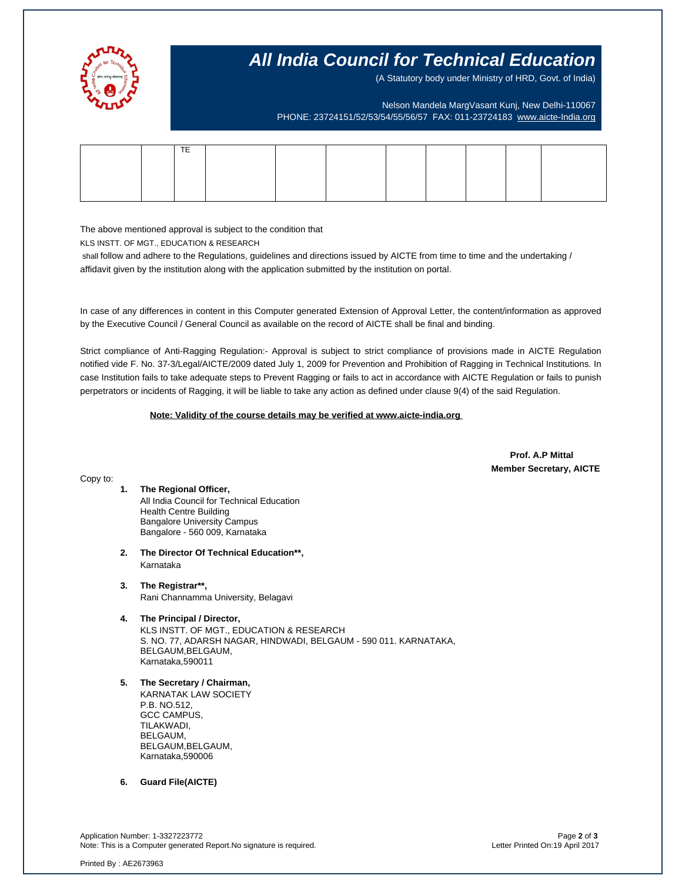# All India Council for Technical Education

(A Statutory body under Ministry of HRD, Govt. of India)

Nelson Mandela MargVasant Kunj, New Delhi-110067
PHONE: 23724151/52/53/54/55/56/57 FAX: 011-23724183 www.aicte-India.org

| | | TE | | | | | | | | |
|---|---|---|---|---|---|---|---|---|---|---|
| | | | | | | | | | | |

The above mentioned approval is subject to the condition that
KLS INSTT. OF MGT., EDUCATION & RESEARCH
shall follow and adhere to the Regulations, guidelines and directions issued by AICTE from time to time and the undertaking / affidavit given by the institution along with the application submitted by the institution on portal.

In case of any differences in content in this Computer generated Extension of Approval Letter, the content/information as approved by the Executive Council / General Council as available on the record of AICTE shall be final and binding.

Strict compliance of Anti-Ragging Regulation:- Approval is subject to strict compliance of provisions made in AICTE Regulation notified vide F. No. 37-3/Legal/AICTE/2009 dated July 1, 2009 for Prevention and Prohibition of Ragging in Technical Institutions. In case Institution fails to take adequate steps to Prevent Ragging or fails to act in accordance with AICTE Regulation or fails to punish perpetrators or incidents of Ragging, it will be liable to take any action as defined under clause 9(4) of the said Regulation.

**Note: Validity of the course details may be verified at www.aicte-india.org**

**Prof. A.P Mittal**
**Member Secretary, AICTE**

Copy to:

1. **The Regional Officer,**
   All India Council for Technical Education
   Health Centre Building
   Bangalore University Campus
   Bangalore - 560 009, Karnataka

2. **The Director Of Technical Education\*\*,**
   Karnataka

3. **The Registrar\*\*,**
   Rani Channamma University, Belagavi

4. **The Principal / Director,**
   KLS INSTT. OF MGT., EDUCATION & RESEARCH
   S. NO. 77, ADARSH NAGAR, HINDWADI, BELGAUM - 590 011. KARNATAKA,
   BELGAUM,BELGAUM,
   Karnataka,590011

5. **The Secretary / Chairman,**
   KARNATAK LAW SOCIETY
   P.B. NO.512,
   GCC CAMPUS,
   TILAKWADI,
   BELGAUM,
   BELGAUM,BELGAUM,
   Karnataka,590006

6. **Guard File(AICTE)**

Application Number: 1-3327223772
Note: This is a Computer generated Report.No signature is required.

Letter Printed On:19 April 2017

Printed By : AE2673963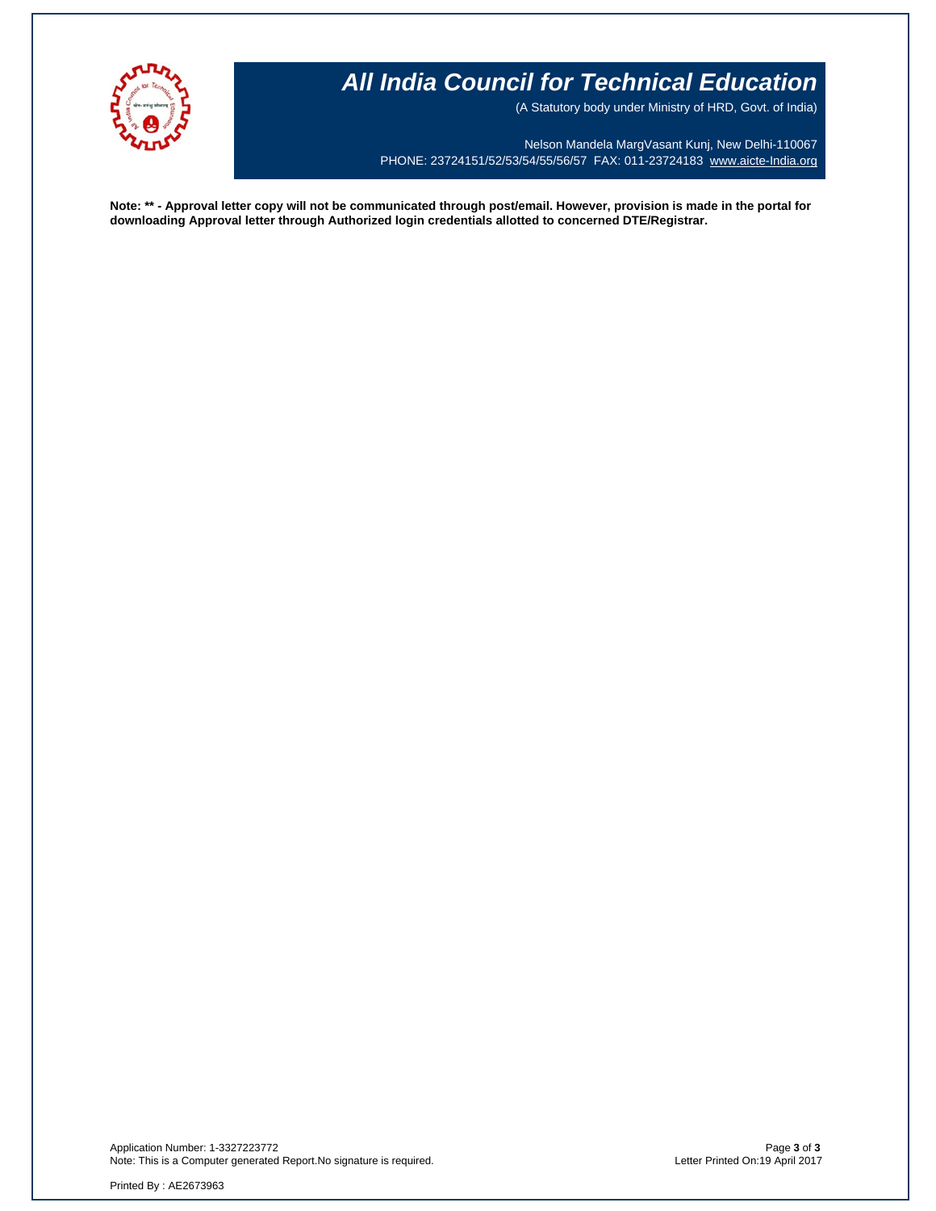# All India Council for Technical Education

(A Statutory body under Ministry of HRD, Govt. of India)

Nelson Mandela MargVasant Kunj, New Delhi-110067
PHONE: 23724151/52/53/54/55/56/57 FAX: 011-23724183 www.aicte-India.org

**Note: ** - Approval letter copy will not be communicated through post/email. However, provision is made in the portal for downloading Approval letter through Authorized login credentials allotted to concerned DTE/Registrar.**

Application Number: 1-3327223772
Note: This is a Computer generated Report.No signature is required.

Letter Printed On:19 April 2017

Printed By : AE2673963